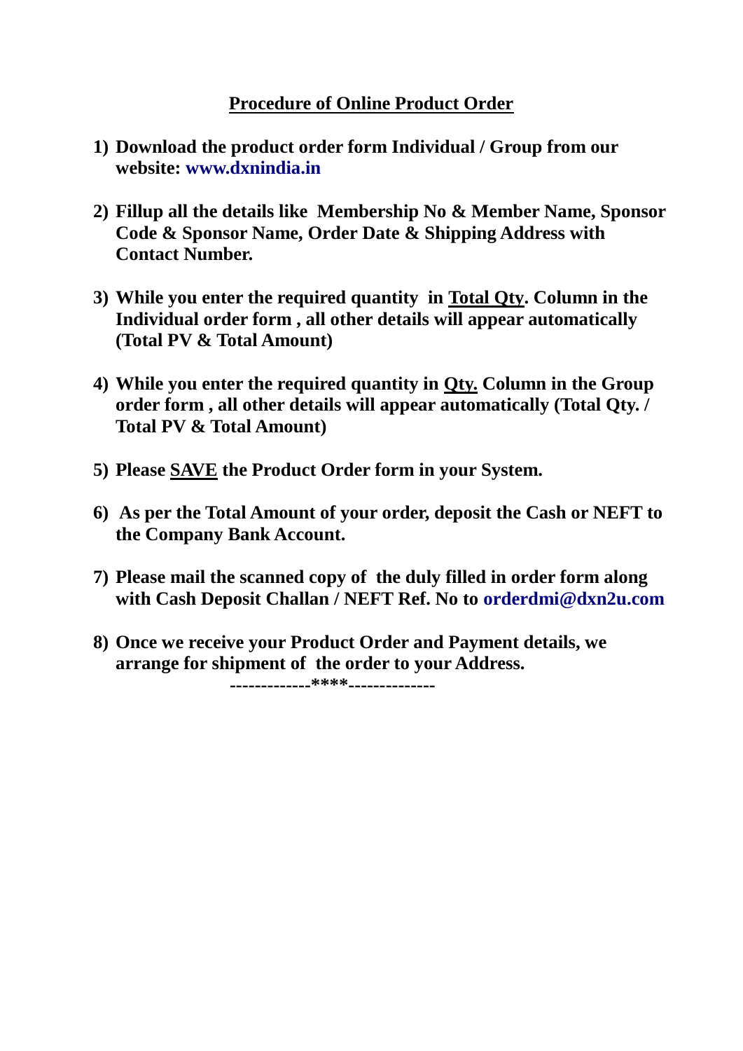## Procedure of Online Product Order

1) **Download the product order form Individual / Group from our website: www.dxnindia.in**

2) **Fillup all the details like Membership No & Member Name, Sponsor Code & Sponsor Name, Order Date & Shipping Address with Contact Number.**

3) **While you enter the required quantity in Total Qty. Column in the Individual order form , all other details will appear automatically (Total PV & Total Amount)**

4) **While you enter the required quantity in Qty. Column in the Group order form , all other details will appear automatically (Total Qty. / Total PV & Total Amount)**

5) **Please SAVE the Product Order form in your System.**

6) **As per the Total Amount of your order, deposit the Cash or NEFT to the Company Bank Account.**

7) **Please mail the scanned copy of the duly filled in order form along with Cash Deposit Challan / NEFT Ref. No to orderdmi@dxn2u.com**

8) **Once we receive your Product Order and Payment details, we arrange for shipment of the order to your Address.**

-------------****--------------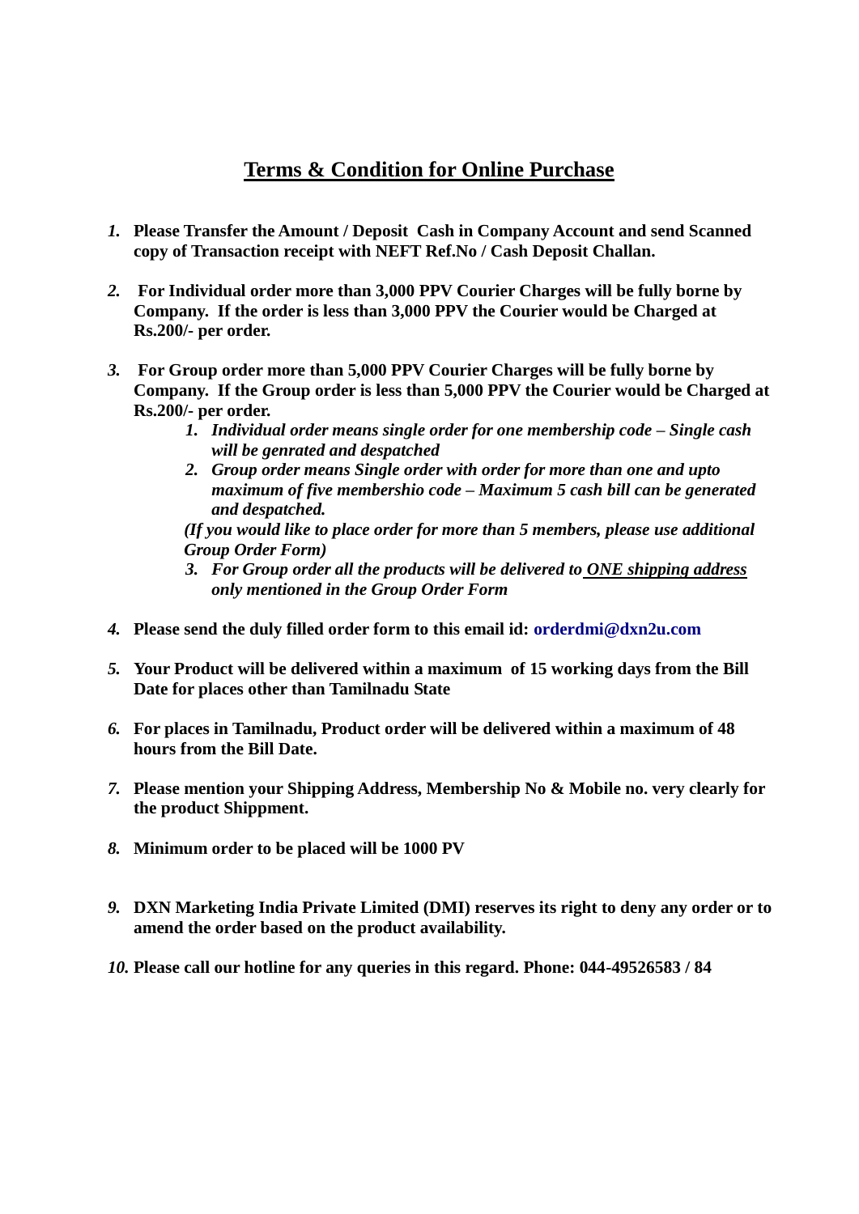# Terms & Condition for Online Purchase

1. **Please Transfer the Amount / Deposit Cash in Company Account and send Scanned copy of Transaction receipt with NEFT Ref.No / Cash Deposit Challan.**

2. **For Individual order more than 3,000 PPV Courier Charges will be fully borne by Company. If the order is less than 3,000 PPV the Courier would be Charged at Rs.200/- per order.**

3. **For Group order more than 5,000 PPV Courier Charges will be fully borne by Company. If the Group order is less than 5,000 PPV the Courier would be Charged at Rs.200/- per order.**
   1. ***Individual order means single order for one membership code – Single cash will be genrated and despatched***
   2. ***Group order means Single order with order for more than one and upto maximum of five membershio code – Maximum 5 cash bill can be generated and despatched.***

   ***(If you would like to place order for more than 5 members, please use additional Group Order Form)***

   3. ***For Group order all the products will be delivered to ONE shipping address only mentioned in the Group Order Form***

4. **Please send the duly filled order form to this email id: orderdmi@dxn2u.com**

5. **Your Product will be delivered within a maximum of 15 working days from the Bill Date for places other than Tamilnadu State**

6. **For places in Tamilnadu, Product order will be delivered within a maximum of 48 hours from the Bill Date.**

7. **Please mention your Shipping Address, Membership No & Mobile no. very clearly for the product Shippment.**

8. **Minimum order to be placed will be 1000 PV**

9. **DXN Marketing India Private Limited (DMI) reserves its right to deny any order or to amend the order based on the product availability.**

10. **Please call our hotline for any queries in this regard. Phone: 044-49526583 / 84**